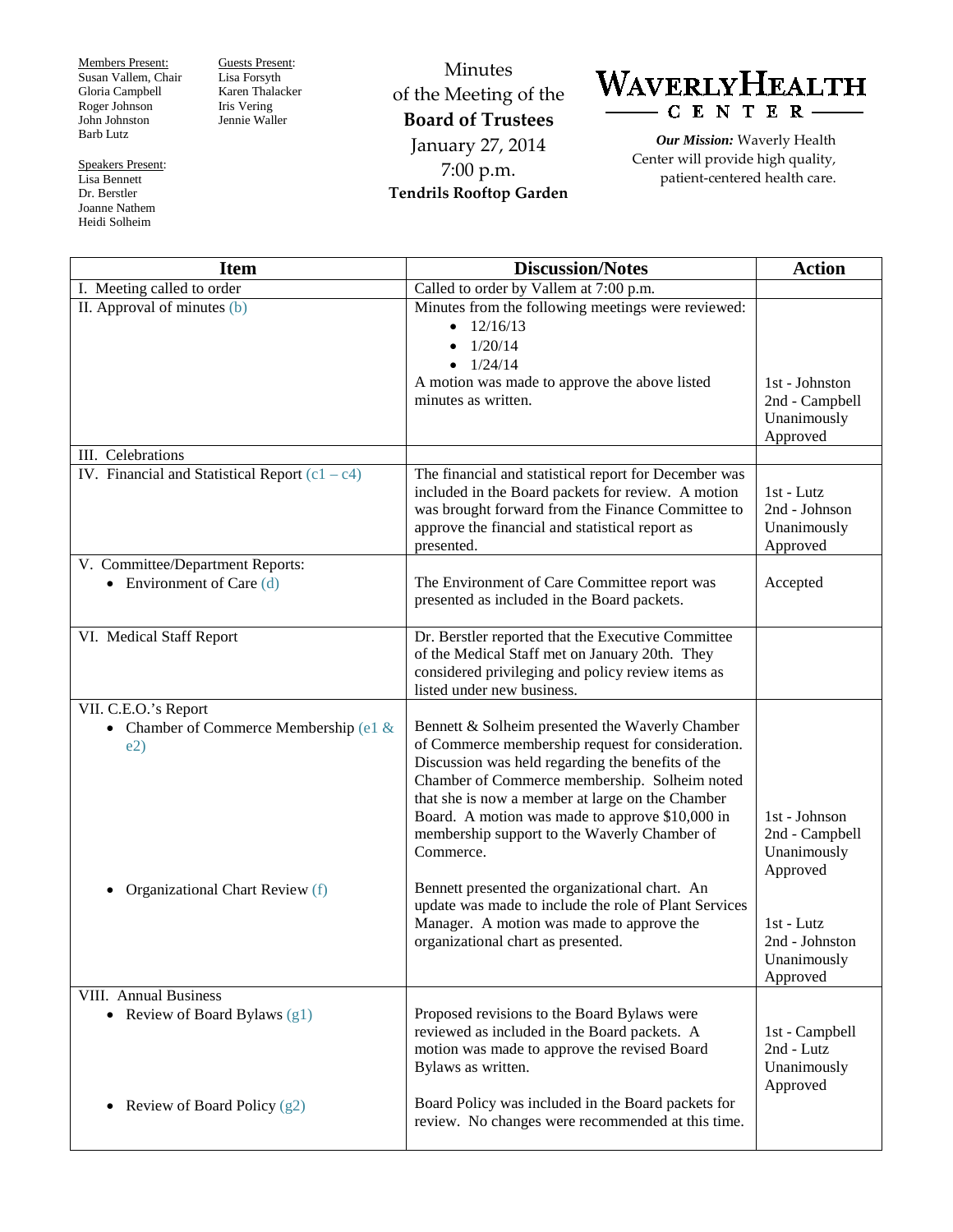**Members Present:**
Susan Vallem, Chair
Gloria Campbell
Roger Johnson
John Johnston
Barb Lutz

**Guests Present:**
Lisa Forsyth
Karen Thalacker
Iris Vering
Jennie Waller

**Speakers Present:**
Lisa Bennett
Dr. Berstler
Joanne Nathem
Heidi Solheim

Minutes
of the Meeting of the
**Board of Trustees**
January 27, 2014
7:00 p.m.
**Tendrils Rooftop Garden**

# WAVERLY HEALTH CENTER

***Our Mission:*** Waverly Health Center will provide high quality, patient-centered health care.

| Item | Discussion/Notes | Action |
|---|---|---|
| I. Meeting called to order | Called to order by Vallem at 7:00 p.m. | |
| II. Approval of minutes (b) | Minutes from the following meetings were reviewed:<br>• 12/16/13<br>• 1/20/14<br>• 1/24/14<br>A motion was made to approve the above listed minutes as written. | 1st - Johnston<br>2nd - Campbell<br>Unanimously Approved |
| III. Celebrations | | |
| IV. Financial and Statistical Report (c1 – c4) | The financial and statistical report for December was included in the Board packets for review. A motion was brought forward from the Finance Committee to approve the financial and statistical report as presented. | 1st - Lutz<br>2nd - Johnson<br>Unanimously Approved |
| V. Committee/Department Reports:<br>• Environment of Care (d) | The Environment of Care Committee report was presented as included in the Board packets. | Accepted |
| VI. Medical Staff Report | Dr. Berstler reported that the Executive Committee of the Medical Staff met on January 20th. They considered privileging and policy review items as listed under new business. | |
| VII. C.E.O.'s Report<br>• Chamber of Commerce Membership (e1 & e2) | Bennett & Solheim presented the Waverly Chamber of Commerce membership request for consideration. Discussion was held regarding the benefits of the Chamber of Commerce membership. Solheim noted that she is now a member at large on the Chamber Board. A motion was made to approve $10,000 in membership support to the Waverly Chamber of Commerce. | 1st - Johnson<br>2nd - Campbell<br>Unanimously Approved |
| • Organizational Chart Review (f) | Bennett presented the organizational chart. An update was made to include the role of Plant Services Manager. A motion was made to approve the organizational chart as presented. | 1st - Lutz<br>2nd - Johnston<br>Unanimously Approved |
| VIII. Annual Business<br>• Review of Board Bylaws (g1) | Proposed revisions to the Board Bylaws were reviewed as included in the Board packets. A motion was made to approve the revised Board Bylaws as written. | 1st - Campbell<br>2nd - Lutz<br>Unanimously Approved |
| • Review of Board Policy (g2) | Board Policy was included in the Board packets for review. No changes were recommended at this time. | |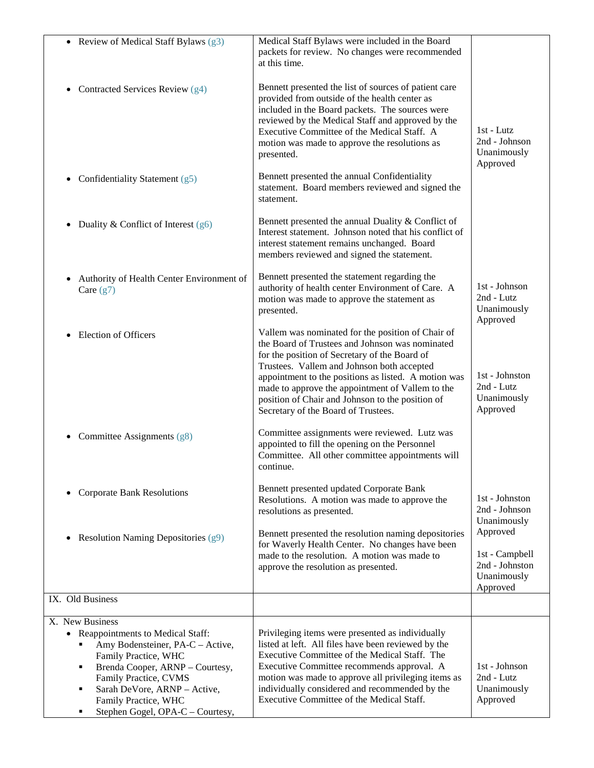| | | |
|---|---|---|
| • Review of Medical Staff Bylaws (g3) | Medical Staff Bylaws were included in the Board packets for review. No changes were recommended at this time. | |
| • Contracted Services Review (g4) | Bennett presented the list of sources of patient care provided from outside of the health center as included in the Board packets. The sources were reviewed by the Medical Staff and approved by the Executive Committee of the Medical Staff. A motion was made to approve the resolutions as presented. | 1st - Lutz<br>2nd - Johnson<br>Unanimously Approved |
| • Confidentiality Statement (g5) | Bennett presented the annual Confidentiality statement. Board members reviewed and signed the statement. | |
| • Duality & Conflict of Interest (g6) | Bennett presented the annual Duality & Conflict of Interest statement. Johnson noted that his conflict of interest statement remains unchanged. Board members reviewed and signed the statement. | |
| • Authority of Health Center Environment of Care (g7) | Bennett presented the statement regarding the authority of health center Environment of Care. A motion was made to approve the statement as presented. | 1st - Johnson<br>2nd - Lutz<br>Unanimously Approved |
| • Election of Officers | Vallem was nominated for the position of Chair of the Board of Trustees and Johnson was nominated for the position of Secretary of the Board of Trustees. Vallem and Johnson both accepted appointment to the positions as listed. A motion was made to approve the appointment of Vallem to the position of Chair and Johnson to the position of Secretary of the Board of Trustees. | 1st - Johnston<br>2nd - Lutz<br>Unanimously Approved |
| • Committee Assignments (g8) | Committee assignments were reviewed. Lutz was appointed to fill the opening on the Personnel Committee. All other committee appointments will continue. | |
| • Corporate Bank Resolutions | Bennett presented updated Corporate Bank Resolutions. A motion was made to approve the resolutions as presented. | 1st - Johnston<br>2nd - Johnson<br>Unanimously Approved |
| • Resolution Naming Depositories (g9) | Bennett presented the resolution naming depositories for Waverly Health Center. No changes have been made to the resolution. A motion was made to approve the resolution as presented. | 1st - Campbell<br>2nd - Johnston<br>Unanimously Approved |
| IX. Old Business | | |
| X. New Business<br>• Reappointments to Medical Staff:<br>▪ Amy Bodensteiner, PA-C – Active, Family Practice, WHC<br>▪ Brenda Cooper, ARNP – Courtesy, Family Practice, CVMS<br>▪ Sarah DeVore, ARNP – Active, Family Practice, WHC<br>▪ Stephen Gogel, OPA-C – Courtesy, | Privileging items were presented as individually listed at left. All files have been reviewed by the Executive Committee of the Medical Staff. The Executive Committee recommends approval. A motion was made to approve all privileging items as individually considered and recommended by the Executive Committee of the Medical Staff. | 1st - Johnson<br>2nd - Lutz<br>Unanimously Approved |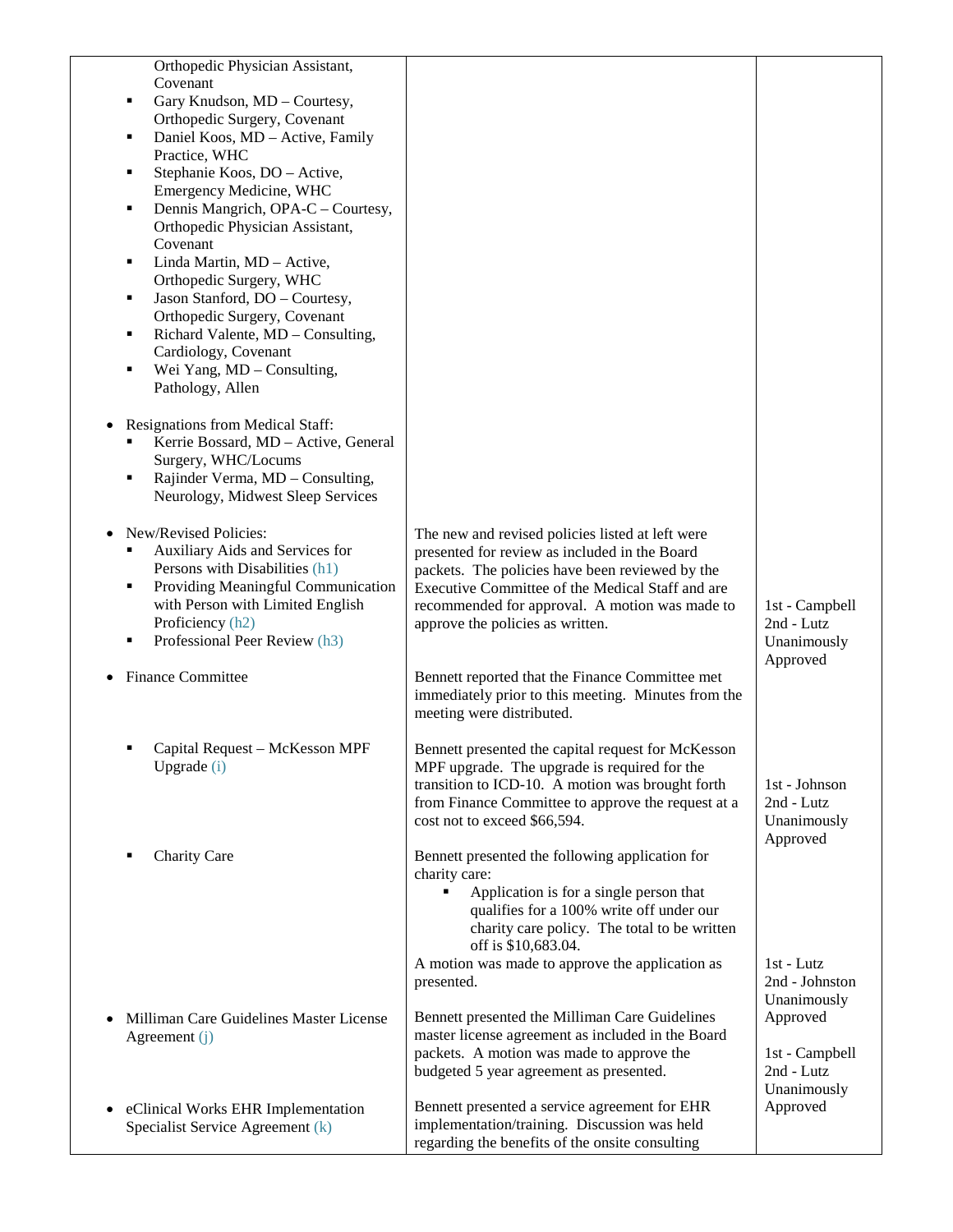| | | |
|---|---|---|
| Orthopedic Physician Assistant, Covenant<br>▪ Gary Knudson, MD – Courtesy, Orthopedic Surgery, Covenant<br>▪ Daniel Koos, MD – Active, Family Practice, WHC<br>▪ Stephanie Koos, DO – Active, Emergency Medicine, WHC<br>▪ Dennis Mangrich, OPA-C – Courtesy, Orthopedic Physician Assistant, Covenant<br>▪ Linda Martin, MD – Active, Orthopedic Surgery, WHC<br>▪ Jason Stanford, DO – Courtesy, Orthopedic Surgery, Covenant<br>▪ Richard Valente, MD – Consulting, Cardiology, Covenant<br>▪ Wei Yang, MD – Consulting, Pathology, Allen | | |
| • Resignations from Medical Staff:<br>▪ Kerrie Bossard, MD – Active, General Surgery, WHC/Locums<br>▪ Rajinder Verma, MD – Consulting, Neurology, Midwest Sleep Services | | |
| • New/Revised Policies:<br>▪ Auxiliary Aids and Services for Persons with Disabilities (h1)<br>▪ Providing Meaningful Communication with Person with Limited English Proficiency (h2)<br>▪ Professional Peer Review (h3) | The new and revised policies listed at left were presented for review as included in the Board packets. The policies have been reviewed by the Executive Committee of the Medical Staff and are recommended for approval. A motion was made to approve the policies as written. | 1st - Campbell<br>2nd - Lutz<br>Unanimously Approved |
| • Finance Committee | Bennett reported that the Finance Committee met immediately prior to this meeting. Minutes from the meeting were distributed. | |
| ▪ Capital Request – McKesson MPF Upgrade (i) | Bennett presented the capital request for McKesson MPF upgrade. The upgrade is required for the transition to ICD-10. A motion was brought forth from Finance Committee to approve the request at a cost not to exceed $66,594. | 1st - Johnson<br>2nd - Lutz<br>Unanimously Approved |
| ▪ Charity Care | Bennett presented the following application for charity care:<br>▪ Application is for a single person that qualifies for a 100% write off under our charity care policy. The total to be written off is $10,683.04.<br>A motion was made to approve the application as presented. | 1st - Lutz<br>2nd - Johnston<br>Unanimously Approved |
| • Milliman Care Guidelines Master License Agreement (j) | Bennett presented the Milliman Care Guidelines master license agreement as included in the Board packets. A motion was made to approve the budgeted 5 year agreement as presented. | 1st - Campbell<br>2nd - Lutz<br>Unanimously Approved |
| • eClinical Works EHR Implementation Specialist Service Agreement (k) | Bennett presented a service agreement for EHR implementation/training. Discussion was held regarding the benefits of the onsite consulting | |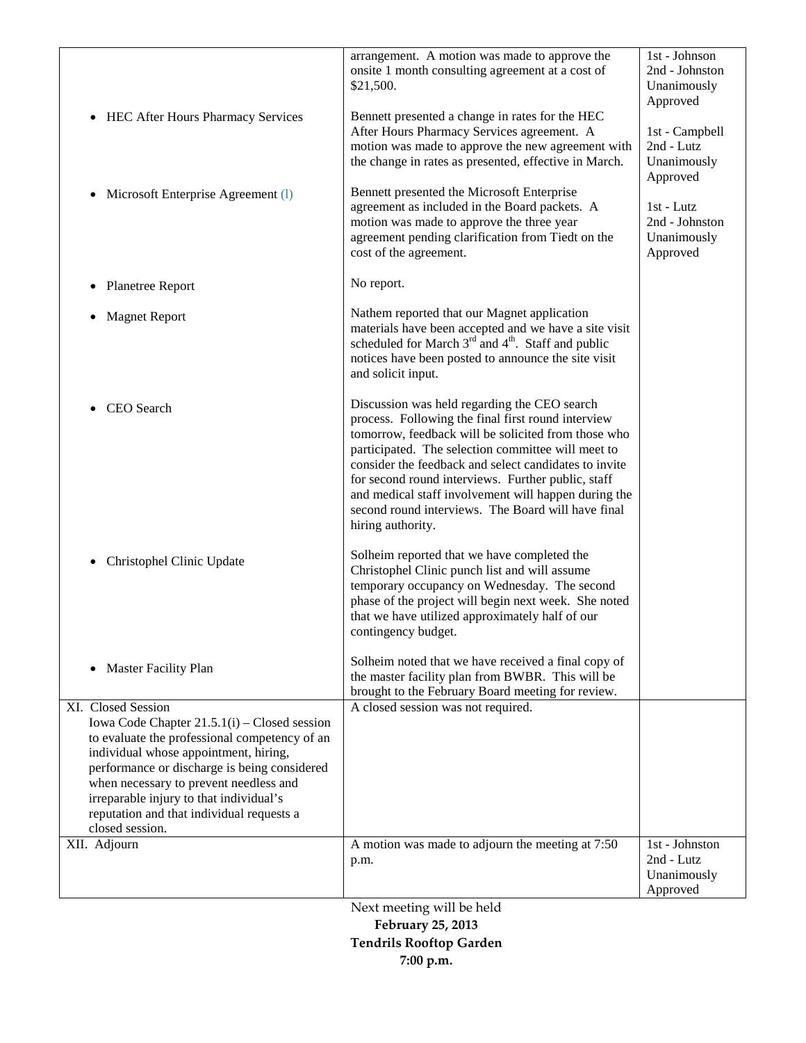| | | |
|---|---|---|
| | arrangement. A motion was made to approve the onsite 1 month consulting agreement at a cost of $21,500. | 1st - Johnson<br>2nd - Johnston<br>Unanimously Approved |
| • HEC After Hours Pharmacy Services | Bennett presented a change in rates for the HEC After Hours Pharmacy Services agreement. A motion was made to approve the new agreement with the change in rates as presented, effective in March. | 1st - Campbell<br>2nd - Lutz<br>Unanimously Approved |
| • Microsoft Enterprise Agreement (l) | Bennett presented the Microsoft Enterprise agreement as included in the Board packets. A motion was made to approve the three year agreement pending clarification from Tiedt on the cost of the agreement. | 1st - Lutz<br>2nd - Johnston<br>Unanimously Approved |
| • Planetree Report | No report. | |
| • Magnet Report | Nathem reported that our Magnet application materials have been accepted and we have a site visit scheduled for March 3rd and 4th. Staff and public notices have been posted to announce the site visit and solicit input. | |
| • CEO Search | Discussion was held regarding the CEO search process. Following the final first round interview tomorrow, feedback will be solicited from those who participated. The selection committee will meet to consider the feedback and select candidates to invite for second round interviews. Further public, staff and medical staff involvement will happen during the second round interviews. The Board will have final hiring authority. | |
| • Christophel Clinic Update | Solheim reported that we have completed the Christophel Clinic punch list and will assume temporary occupancy on Wednesday. The second phase of the project will begin next week. She noted that we have utilized approximately half of our contingency budget. | |
| • Master Facility Plan | Solheim noted that we have received a final copy of the master facility plan from BWBR. This will be brought to the February Board meeting for review. | |
| XI. Closed Session<br>Iowa Code Chapter 21.5.1(i) – Closed session to evaluate the professional competency of an individual whose appointment, hiring, performance or discharge is being considered when necessary to prevent needless and irreparable injury to that individual's reputation and that individual requests a closed session. | A closed session was not required. | |
| XII. Adjourn | A motion was made to adjourn the meeting at 7:50 p.m. | 1st - Johnston<br>2nd - Lutz<br>Unanimously Approved |

Next meeting will be held
**February 25, 2013**
**Tendrils Rooftop Garden**
**7:00 p.m.**